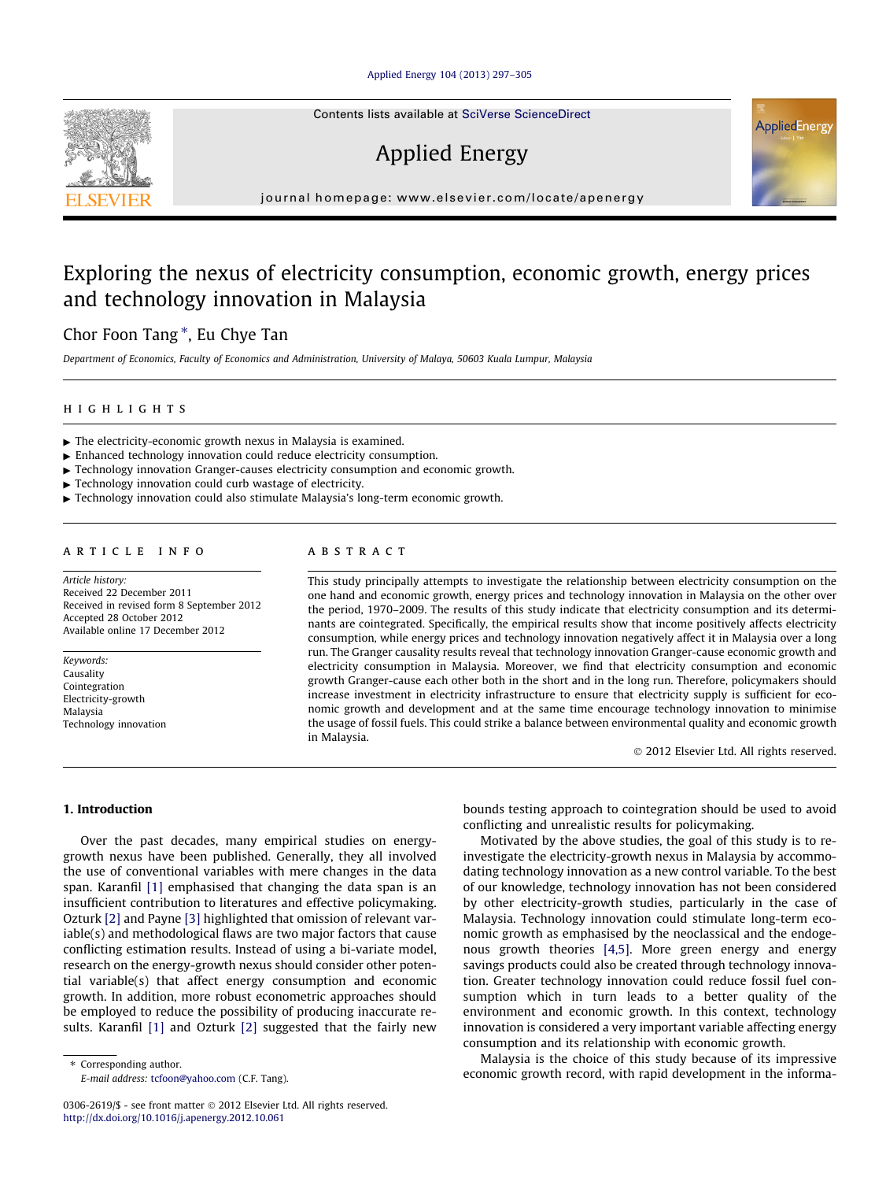# Exploring the nexus of electricity consumption, economic growth, energy prices and technology innovation in Malaysia

Chor Foon Tang *, Eu Chye Tan

*Department of Economics, Faculty of Economics and Administration, University of Malaya, 50603 Kuala Lumpur, Malaysia*

## HIGHLIGHTS

- ▶ The electricity-economic growth nexus in Malaysia is examined.
- ▶ Enhanced technology innovation could reduce electricity consumption.
- ▶ Technology innovation Granger-causes electricity consumption and economic growth.
- ▶ Technology innovation could curb wastage of electricity.
- ▶ Technology innovation could also stimulate Malaysia's long-term economic growth.

## ARTICLE INFO

*Article history:*
Received 22 December 2011
Received in revised form 8 September 2012
Accepted 28 October 2012
Available online 17 December 2012

*Keywords:*
Causality
Cointegration
Electricity-growth
Malaysia
Technology innovation

## ABSTRACT

This study principally attempts to investigate the relationship between electricity consumption on the one hand and economic growth, energy prices and technology innovation in Malaysia on the other over the period, 1970–2009. The results of this study indicate that electricity consumption and its determinants are cointegrated. Specifically, the empirical results show that income positively affects electricity consumption, while energy prices and technology innovation negatively affect it in Malaysia over a long run. The Granger causality results reveal that technology innovation Granger-cause economic growth and electricity consumption in Malaysia. Moreover, we find that electricity consumption and economic growth Granger-cause each other both in the short and in the long run. Therefore, policymakers should increase investment in electricity infrastructure to ensure that electricity supply is sufficient for economic growth and development and at the same time encourage technology innovation to minimise the usage of fossil fuels. This could strike a balance between environmental quality and economic growth in Malaysia.

© 2012 Elsevier Ltd. All rights reserved.

## 1. Introduction

Over the past decades, many empirical studies on energy-growth nexus have been published. Generally, they all involved the use of conventional variables with mere changes in the data span. Karanfil [1] emphasised that changing the data span is an insufficient contribution to literatures and effective policymaking. Ozturk [2] and Payne [3] highlighted that omission of relevant variable(s) and methodological flaws are two major factors that cause conflicting estimation results. Instead of using a bi-variate model, research on the energy-growth nexus should consider other potential variable(s) that affect energy consumption and economic growth. In addition, more robust econometric approaches should be employed to reduce the possibility of producing inaccurate results. Karanfil [1] and Ozturk [2] suggested that the fairly new bounds testing approach to cointegration should be used to avoid conflicting and unrealistic results for policymaking.

Motivated by the above studies, the goal of this study is to re-investigate the electricity-growth nexus in Malaysia by accommodating technology innovation as a new control variable. To the best of our knowledge, technology innovation has not been considered by other electricity-growth studies, particularly in the case of Malaysia. Technology innovation could stimulate long-term economic growth as emphasised by the neoclassical and the endogenous growth theories [4,5]. More green energy and energy savings products could also be created through technology innovation. Greater technology innovation could reduce fossil fuel consumption which in turn leads to a better quality of the environment and economic growth. In this context, technology innovation is considered a very important variable affecting energy consumption and its relationship with economic growth.

Malaysia is the choice of this study because of its impressive economic growth record, with rapid development in the informa-

---

* Corresponding author.
E-mail address: tcfoon@yahoo.com (C.F. Tang).

0306-2619/$ - see front matter © 2012 Elsevier Ltd. All rights reserved.
http://dx.doi.org/10.1016/j.apenergy.2012.10.061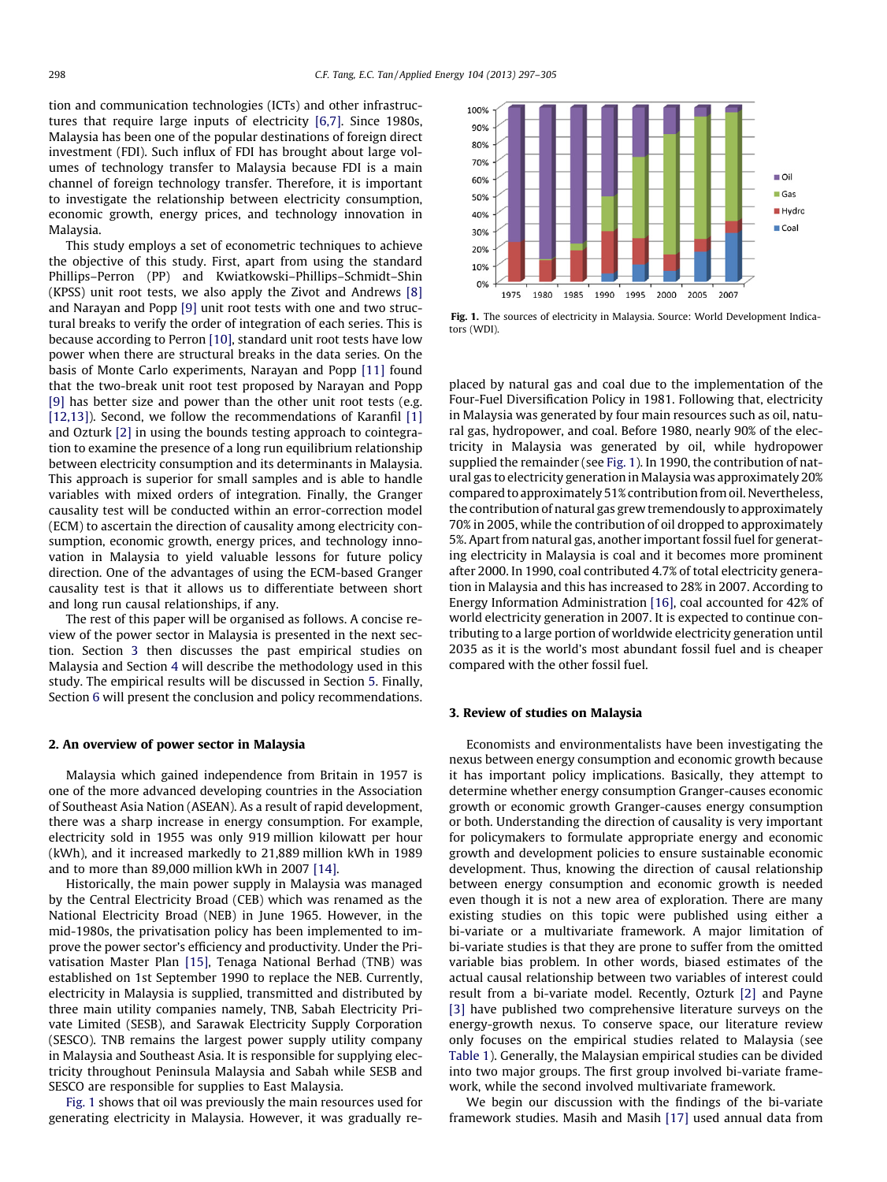tion and communication technologies (ICTs) and other infrastructures that require large inputs of electricity [6,7]. Since 1980s, Malaysia has been one of the popular destinations of foreign direct investment (FDI). Such influx of FDI has brought about large volumes of technology transfer to Malaysia because FDI is a main channel of foreign technology transfer. Therefore, it is important to investigate the relationship between electricity consumption, economic growth, energy prices, and technology innovation in Malaysia.

This study employs a set of econometric techniques to achieve the objective of this study. First, apart from using the standard Phillips–Perron (PP) and Kwiatkowski–Phillips–Schmidt–Shin (KPSS) unit root tests, we also apply the Zivot and Andrews [8] and Narayan and Popp [9] unit root tests with one and two structural breaks to verify the order of integration of each series. This is because according to Perron [10], standard unit root tests have low power when there are structural breaks in the data series. On the basis of Monte Carlo experiments, Narayan and Popp [11] found that the two-break unit root test proposed by Narayan and Popp [9] has better size and power than the other unit root tests (e.g. [12,13]). Second, we follow the recommendations of Karanfil [1] and Ozturk [2] in using the bounds testing approach to cointegration to examine the presence of a long run equilibrium relationship between electricity consumption and its determinants in Malaysia. This approach is superior for small samples and is able to handle variables with mixed orders of integration. Finally, the Granger causality test will be conducted within an error-correction model (ECM) to ascertain the direction of causality among electricity consumption, economic growth, energy prices, and technology innovation in Malaysia to yield valuable lessons for future policy direction. One of the advantages of using the ECM-based Granger causality test is that it allows us to differentiate between short and long run causal relationships, if any.

The rest of this paper will be organised as follows. A concise review of the power sector in Malaysia is presented in the next section. Section 3 then discusses the past empirical studies on Malaysia and Section 4 will describe the methodology used in this study. The empirical results will be discussed in Section 5. Finally, Section 6 will present the conclusion and policy recommendations.

## 2. An overview of power sector in Malaysia

Malaysia which gained independence from Britain in 1957 is one of the more advanced developing countries in the Association of Southeast Asia Nation (ASEAN). As a result of rapid development, there was a sharp increase in energy consumption. For example, electricity sold in 1955 was only 919 million kilowatt per hour (kWh), and it increased markedly to 21,889 million kWh in 1989 and to more than 89,000 million kWh in 2007 [14].

Historically, the main power supply in Malaysia was managed by the Central Electricity Broad (CEB) which was renamed as the National Electricity Broad (NEB) in June 1965. However, in the mid-1980s, the privatisation policy has been implemented to improve the power sector's efficiency and productivity. Under the Privatisation Master Plan [15], Tenaga National Berhad (TNB) was established on 1st September 1990 to replace the NEB. Currently, electricity in Malaysia is supplied, transmitted and distributed by three main utility companies namely, TNB, Sabah Electricity Private Limited (SESB), and Sarawak Electricity Supply Corporation (SESCO). TNB remains the largest power supply utility company in Malaysia and Southeast Asia. It is responsible for supplying electricity throughout Peninsula Malaysia and Sabah while SESB and SESCO are responsible for supplies to East Malaysia.

Fig. 1 shows that oil was previously the main resources used for generating electricity in Malaysia. However, it was gradually replaced by natural gas and coal due to the implementation of the Four-Fuel Diversification Policy in 1981. Following that, electricity in Malaysia was generated by four main resources such as oil, natural gas, hydropower, and coal. Before 1980, nearly 90% of the electricity in Malaysia was generated by oil, while hydropower supplied the remainder (see Fig. 1). In 1990, the contribution of natural gas to electricity generation in Malaysia was approximately 20% compared to approximately 51% contribution from oil. Nevertheless, the contribution of natural gas grew tremendously to approximately 70% in 2005, while the contribution of oil dropped to approximately 5%. Apart from natural gas, another important fossil fuel for generating electricity in Malaysia is coal and it becomes more prominent after 2000. In 1990, coal contributed 4.7% of total electricity generation in Malaysia and this has increased to 28% in 2007. According to Energy Information Administration [16], coal accounted for 42% of world electricity generation in 2007. It is expected to continue contributing to a large portion of worldwide electricity generation until 2035 as it is the world's most abundant fossil fuel and is cheaper compared with the other fossil fuel.

**Fig. 1.** The sources of electricity in Malaysia. Source: World Development Indicators (WDI).

## 3. Review of studies on Malaysia

Economists and environmentalists have been investigating the nexus between energy consumption and economic growth because it has important policy implications. Basically, they attempt to determine whether energy consumption Granger-causes economic growth or economic growth Granger-causes energy consumption or both. Understanding the direction of causality is very important for policymakers to formulate appropriate energy and economic growth and development policies to ensure sustainable economic development. Thus, knowing the direction of causal relationship between energy consumption and economic growth is needed even though it is not a new area of exploration. There are many existing studies on this topic were published using either a bi-variate or a multivariate framework. A major limitation of bi-variate studies is that they are prone to suffer from the omitted variable bias problem. In other words, biased estimates of the actual causal relationship between two variables of interest could result from a bi-variate model. Recently, Ozturk [2] and Payne [3] have published two comprehensive literature surveys on the energy-growth nexus. To conserve space, our literature review only focuses on the empirical studies related to Malaysia (see Table 1). Generally, the Malaysian empirical studies can be divided into two major groups. The first group involved bi-variate framework, while the second involved multivariate framework.

We begin our discussion with the findings of the bi-variate framework studies. Masih and Masih [17] used annual data from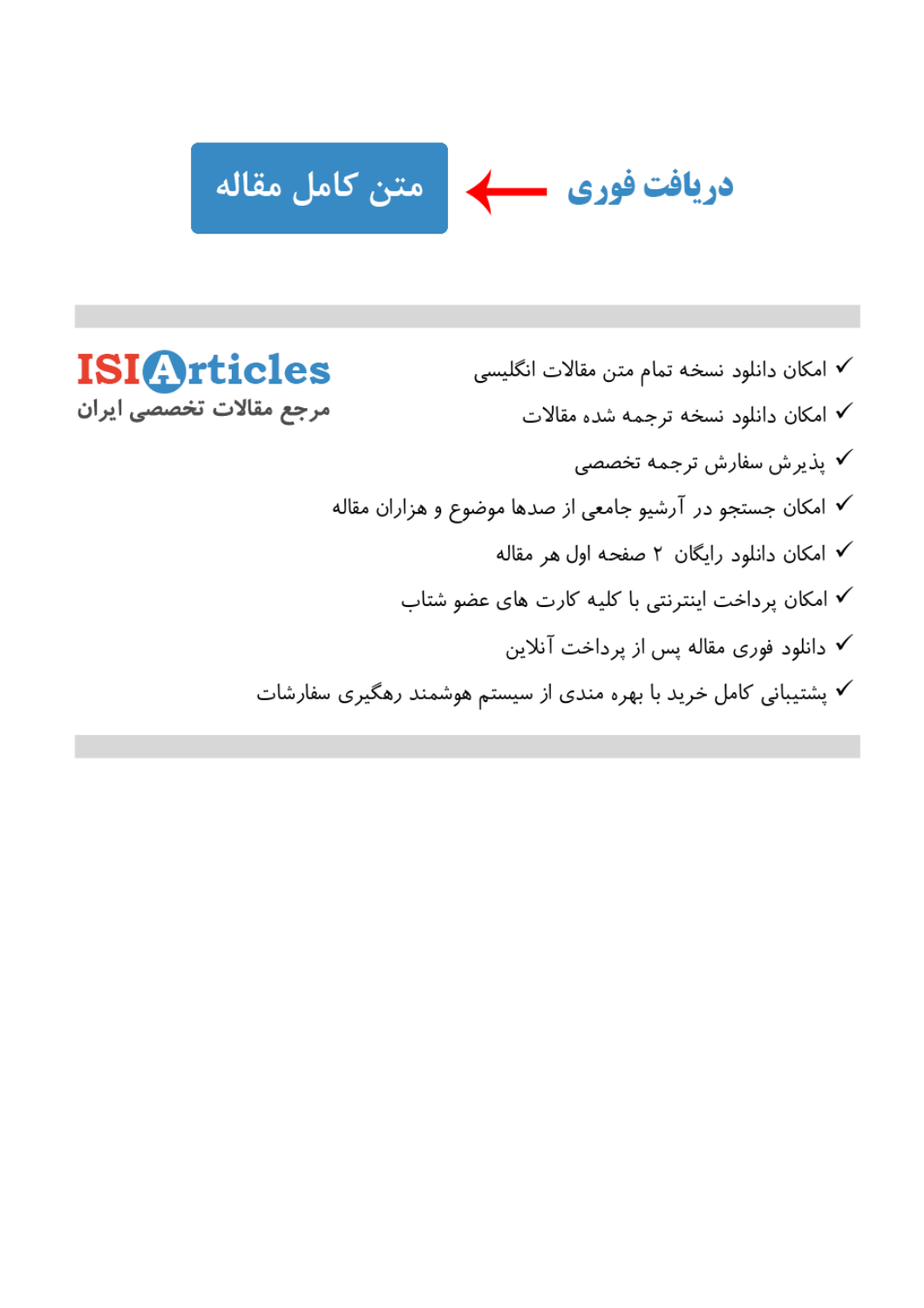دریافت فوری ← **متن کامل مقاله**

**ISIArticles**
مرجع مقالات تخصصی ایران

- ✓ امکان دانلود نسخه تمام متن مقالات انگلیسی
- ✓ امکان دانلود نسخه ترجمه شده مقالات
- ✓ پذیرش سفارش ترجمه تخصصی
- ✓ امکان جستجو در آرشیو جامعی از صدها موضوع و هزاران مقاله
- ✓ امکان دانلود رایگان ۲ صفحه اول هر مقاله
- ✓ امکان پرداخت اینترنتی با کلیه کارت های عضو شتاب
- ✓ دانلود فوری مقاله پس از پرداخت آنلاین
- ✓ پشتیبانی کامل خرید با بهره مندی از سیستم هوشمند رهگیری سفارشات